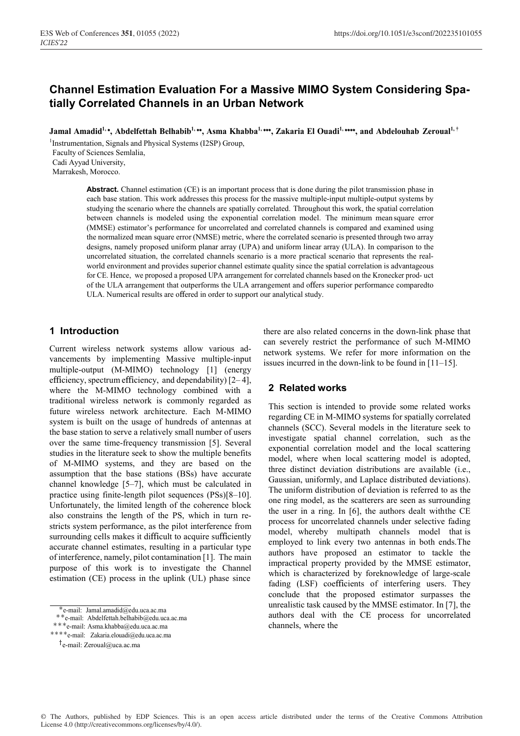# Channel Estimation Evaluation For a Massive MIMO System Considering Spatially Correlated Channels in an Urban Network

**Jamal Amadid[1,*], Abdelfettah Belhabib[1,**], Asma Khabba[1,***], Zakaria El Ouadi[1,****], and Abdelouhab Zeroual[1,†]**

[1]Instrumentation, Signals and Physical Systems (I2SP) Group,
Faculty of Sciences Semlalia,
Cadi Ayyad University,
Marrakesh, Morocco.

**Abstract.** Channel estimation (CE) is an important process that is done during the pilot transmission phase in each base station. This work addresses this process for the massive multiple-input multiple-output systems by studying the scenario where the channels are spatially correlated. Throughout this work, the spatial correlation between channels is modeled using the exponential correlation model. The minimum mean square error (MMSE) estimator's performance for uncorrelated and correlated channels is compared and examined using the normalized mean square error (NMSE) metric, where the correlated scenario is presented through two array designs, namely proposed uniform planar array (UPA) and uniform linear array (ULA). In comparison to the uncorrelated situation, the correlated channels scenario is a more practical scenario that represents the real-world environment and provides superior channel estimate quality since the spatial correlation is advantageous for CE. Hence, we proposed a proposed UPA arrangement for correlated channels based on the Kronecker prod- uct of the ULA arrangement that outperforms the ULA arrangement and offers superior performance comparedto ULA. Numerical results are offered in order to support our analytical study.

## 1 Introduction

Current wireless network systems allow various advancements by implementing Massive multiple-input multiple-output (M-MIMO) technology [1] (energy efficiency, spectrum efficiency, and dependability) [2–4], where the M-MIMO technology combined with a traditional wireless network is commonly regarded as future wireless network architecture. Each M-MIMO system is built on the usage of hundreds of antennas at the base station to serve a relatively small number of users over the same time-frequency transmission [5]. Several studies in the literature seek to show the multiple benefits of M-MIMO systems, and they are based on the assumption that the base stations (BSs) have accurate channel knowledge [5–7], which must be calculated in practice using finite-length pilot sequences (PSs)[8–10]. Unfortunately, the limited length of the coherence block also constrains the length of the PS, which in turn restricts system performance, as the pilot interference from surrounding cells makes it difficult to acquire sufficiently accurate channel estimates, resulting in a particular type of interference, namely, pilot contamination [1]. The main purpose of this work is to investigate the Channel estimation (CE) process in the uplink (UL) phase since there are also related concerns in the down-link phase that can severely restrict the performance of such M-MIMO network systems. We refer for more information on the issues incurred in the down-link to be found in [11–15].

## 2 Related works

This section is intended to provide some related works regarding CE in M-MIMO systems for spatially correlated channels (SCC). Several models in the literature seek to investigate spatial channel correlation, such as the exponential correlation model and the local scattering model, where when local scattering model is adopted, three distinct deviation distributions are available (i.e., Gaussian, uniformly, and Laplace distributed deviations). The uniform distribution of deviation is referred to as the one ring model, as the scatterers are seen as surrounding the user in a ring. In [6], the authors dealt withthe CE process for uncorrelated channels under selective fading model, whereby multipath channels model that is employed to link every two antennas in both ends.The authors have proposed an estimator to tackle the impractical property provided by the MMSE estimator, which is characterized by foreknowledge of large-scale fading (LSF) coefficients of interfering users. They conclude that the proposed estimator surpasses the unrealistic task caused by the MMSE estimator. In [7], the authors deal with the CE process for uncorrelated channels, where the

---

*e-mail: Jamal.amadid@edu.uca.ac.ma
**e-mail: Abdelfettah.belhabib@edu.uca.ac.ma
***e-mail: Asma.khabba@edu.uca.ac.ma
****e-mail: Zakaria.elouadi@edu.uca.ac.ma
†e-mail: Zeroual@uca.ac.ma

© The Authors, published by EDP Sciences. This is an open access article distributed under the terms of the Creative Commons Attribution License 4.0 (http://creativecommons.org/licenses/by/4.0/).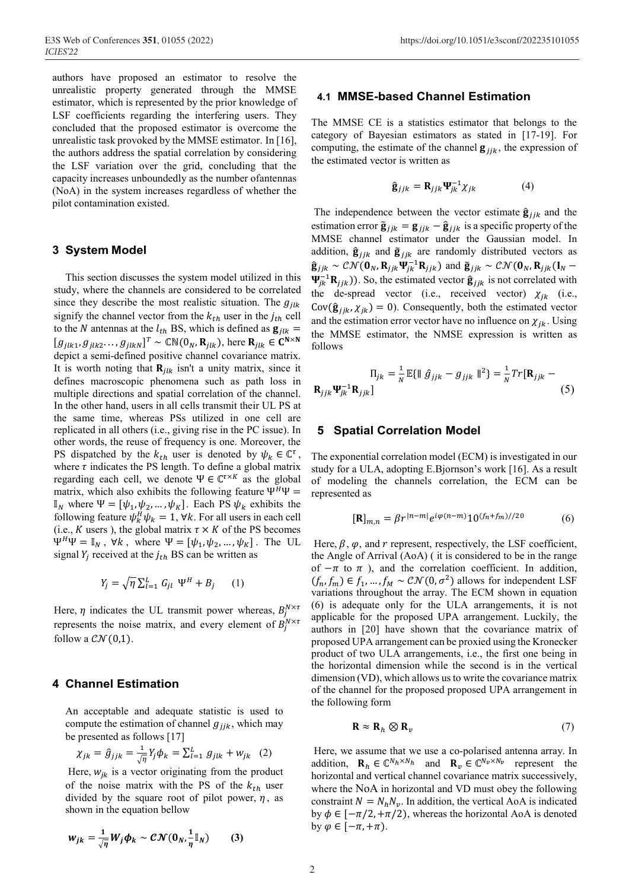authors have proposed an estimator to resolve the unrealistic property generated through the MMSE estimator, which is represented by the prior knowledge of LSF coefficients regarding the interfering users. They concluded that the proposed estimator is overcome the unrealistic task provoked by the MMSE estimator. In [16], the authors address the spatial correlation by considering the LSF variation over the grid, concluding that the capacity increases unboundedly as the number ofantennas (NoA) in the system increases regardless of whether the pilot contamination existed.

## 3 System Model

This section discusses the system model utilized in this study, where the channels are considered to be correlated since they describe the most realistic situation. The $g_{jlk}$ signify the channel vector from the $k_{th}$ user in the $j_{th}$ cell to the $N$ antennas at the $l_{th}$ BS, which is defined as $\mathbf{g}_{jlk} = [g_{jlk1}, g_{jlk2} \ldots, g_{jlkN}]^T \sim \mathbb{CN}(0_N, \mathbf{R}_{jlk})$, here $\mathbf{R}_{jlk} \in \mathbf{C}^{\mathbf{N}\times\mathbf{N}}$ depict a semi-defined positive channel covariance matrix. It is worth noting that $\mathbf{R}_{jlk}$ isn't a unity matrix, since it defines macroscopic phenomena such as path loss in multiple directions and spatial correlation of the channel. In the other hand, users in all cells transmit their UL PS at the same time, whereas PSs utilized in one cell are replicated in all others (i.e., giving rise in the PC issue). In other words, the reuse of frequency is one. Moreover, the PS dispatched by the $k_{th}$ user is denoted by $\psi_k \in \mathbb{C}^{\tau}$, where $\tau$ indicates the PS length. To define a global matrix regarding each cell, we denote $\Psi \in \mathbb{C}^{\tau\times K}$ as the global matrix, which also exhibits the following feature $\Psi^H\Psi = \mathbb{I}_N$ where $\Psi = [\psi_1, \psi_2, \ldots, \psi_K]$. Each PS $\psi_k$ exhibits the following feature $\psi_k^H\psi_k = 1, \forall k$. For all users in each cell (i.e., $K$ users ), the global matrix $\tau \times K$ of the PS becomes $\Psi^H\Psi = \mathbb{I}_N$, $\forall k$, where $\Psi = [\psi_1, \psi_2, \ldots, \psi_K]$. The UL signal $Y_j$ received at the $j_{th}$ BS can be written as

$$Y_j = \sqrt{\eta}\sum_{l=1}^{L} G_{jl}\ \Psi^H + B_j \qquad (1)$$

Here, $\eta$ indicates the UL transmit power whereas, $B_j^{N\times\tau}$ represents the noise matrix, and every element of $B_j^{N\times\tau}$ follow a $\mathcal{CN}(0,1)$.

## 4 Channel Estimation

An acceptable and adequate statistic is used to compute the estimation of channel $g_{jjk}$, which may be presented as follows [17]

$$\chi_{jk} = \hat{g}_{jjk} = \frac{1}{\sqrt{\eta}} Y_j \phi_k = \sum_{l=1}^{L} g_{jlk} + w_{jk} \quad (2)$$

Here, $w_{jk}$ is a vector originating from the product of the noise matrix with the PS of the $k_{th}$ user divided by the square root of pilot power, $\eta$, as shown in the equation bellow

$$\boldsymbol{w_{jk}} = \frac{\mathbf{1}}{\sqrt{\boldsymbol{\eta}}} \boldsymbol{W_j \phi_k} \sim \boldsymbol{\mathcal{CN}}(\mathbf{0}_{\boldsymbol{N}}, \frac{\mathbf{1}}{\boldsymbol{\eta}} \mathbb{I}_{\boldsymbol{N}}) \qquad \mathbf{(3)}$$

### 4.1 MMSE-based Channel Estimation

The MMSE CE is a statistics estimator that belongs to the category of Bayesian estimators as stated in [17-19]. For computing, the estimate of the channel $\mathbf{g}_{jjk}$, the expression of the estimated vector is written as

$$\hat{\mathbf{g}}_{jjk} = \mathbf{R}_{jjk}\boldsymbol{\Psi}_{jk}^{-1}\chi_{jk} \qquad (4)$$

The independence between the vector estimate $\hat{\mathbf{g}}_{jjk}$ and the estimation error $\tilde{\mathbf{g}}_{jjk} = \mathbf{g}_{jjk} - \hat{\mathbf{g}}_{jjk}$ is a specific property of the MMSE channel estimator under the Gaussian model. In addition, $\hat{\mathbf{g}}_{jjk}$ and $\tilde{\mathbf{g}}_{jjk}$ are randomly distributed vectors as $\hat{\mathbf{g}}_{jjk} \sim \mathcal{CN}(\mathbf{0}_N, \mathbf{R}_{jjk}\boldsymbol{\Psi}_{jk}^{-1}\mathbf{R}_{jjk})$ and $\tilde{\mathbf{g}}_{jjk} \sim \mathcal{CN}(\mathbf{0}_N, \mathbf{R}_{jjk}(\mathbf{I}_N - \boldsymbol{\Psi}_{jk}^{-1}\mathbf{R}_{jjk}))$. So, the estimated vector $\hat{\mathbf{g}}_{jjk}$ is not correlated with the de-spread vector (i.e., received vector) $\chi_{jk}$ (i.e., $\mathrm{Cov}(\hat{\mathbf{g}}_{jjk}, \chi_{jk}) = 0$). Consequently, both the estimated vector and the estimation error vector have no influence on $\chi_{jk}$. Using the MMSE estimator, the NMSE expression is written as follows

$$\Pi_{jk} = \frac{1}{N}\mathbb{E}\{\| \hat{g}_{jjk} - g_{jjk} \|^2\} = \frac{1}{N} Tr[\mathbf{R}_{jjk} - \mathbf{R}_{jjk}\boldsymbol{\Psi}_{jk}^{-1}\mathbf{R}_{jjk}] \qquad (5)$$

## 5 Spatial Correlation Model

The exponential correlation model (ECM) is investigated in our study for a ULA, adopting E.Bjornson's work [16]. As a result of modeling the channels correlation, the ECM can be represented as

$$[\mathbf{R}]_{m,n} = \beta r^{|n-m|} e^{i\varphi(n-m)} 10^{(f_n+f_m)//20} \qquad (6)$$

Here, $\beta$, $\varphi$, and $r$ represent, respectively, the LSF coefficient, the Angle of Arrival (AoA) ( it is considered to be in the range of $-\pi$ to $\pi$ ), and the correlation coefficient. In addition, $(f_n, f_m) \in f_1, \ldots, f_M \sim \mathcal{CN}(0, \sigma^2)$ allows for independent LSF variations throughout the array. The ECM shown in equation (6) is adequate only for the ULA arrangements, it is not applicable for the proposed UPA arrangement. Luckily, the authors in [20] have shown that the covariance matrix of proposed UPA arrangement can be proxied using the Kronecker product of two ULA arrangements, i.e., the first one being in the horizontal dimension while the second is in the vertical dimension (VD), which allows us to write the covariance matrix of the channel for the proposed proposed UPA arrangement in the following form

$$\mathbf{R} \approx \mathbf{R}_h \otimes \mathbf{R}_v \qquad (7)$$

Here, we assume that we use a co-polarised antenna array. In addition, $\mathbf{R}_h \in \mathbb{C}^{N_h\times N_h}$ and $\mathbf{R}_v \in \mathbb{C}^{N_v\times N_v}$ represent the horizontal and vertical channel covariance matrix successively, where the NoA in horizontal and VD must obey the following constraint $N = N_h N_v$. In addition, the vertical AoA is indicated by $\phi \in [-\pi/2, +\pi/2)$, whereas the horizontal AoA is denoted by $\varphi \in [-\pi, +\pi)$.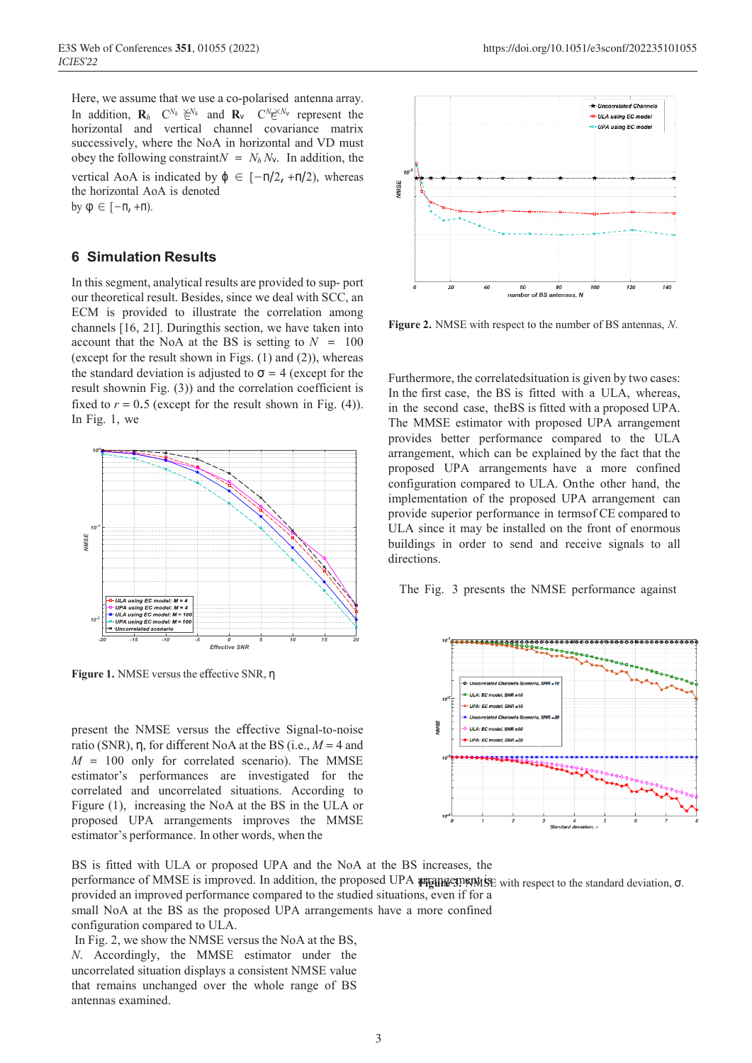Here, we assume that we use a co-polarised antenna array. In addition, $\mathbf{R}_h \in \mathbb{C}^{N_h \times N_h}$ and $\mathbf{R}_v \in \mathbb{C}^{N_v \times N_v}$ represent the horizontal and vertical channel covariance matrix successively, where the NoA in horizontal and VD must obey the following constraint $N = N_h N_v$. In addition, the vertical AoA is indicated by $\phi \in [-\pi/2, +\pi/2)$, whereas the horizontal AoA is denoted by $\varphi \in [-\pi, +\pi)$.

## 6 Simulation Results

In this segment, analytical results are provided to sup- port our theoretical result. Besides, since we deal with SCC, an ECM is provided to illustrate the correlation among channels [16, 21]. Duringthis section, we have taken into account that the NoA at the BS is setting to $N = 100$ (except for the result shown in Figs. (1) and (2)), whereas the standard deviation is adjusted to $\sigma = 4$ (except for the result shownin Fig. (3)) and the correlation coefficient is fixed to $r = 0.5$ (except for the result shown in Fig. (4)). In Fig. 1, we present the NMSE versus the effective Signal-to-noise ratio (SNR), $\eta$, for different NoA at the BS (i.e., $M = 4$ and $M = 100$ only for correlated scenario). The MMSE estimator's performances are investigated for the correlated and uncorrelated situations. According to Figure (1), increasing the NoA at the BS in the ULA or proposed UPA arrangements improves the MMSE estimator's performance. In other words, when the BS is fitted with ULA or proposed UPA and the NoA at the BS increases, the performance of MMSE is improved. In addition, the proposed UPA arrangement is provided an improved performance compared to the studied situations, even if for a small NoA at the BS as the proposed UPA arrangements have a more confined configuration compared to ULA.

**Figure 1.** NMSE versus the effective SNR, $\eta$

In Fig. 2, we show the NMSE versus the NoA at the BS, $N$. Accordingly, the MMSE estimator under the uncorrelated situation displays a consistent NMSE value that remains unchanged over the whole range of BS antennas examined.

**Figure 2.** NMSE with respect to the number of BS antennas, $N$.

Furthermore, the correlatedsituation is given by two cases: In the first case, the BS is fitted with a ULA, whereas, in the second case, theBS is fitted with a proposed UPA. The MMSE estimator with proposed UPA arrangement provides better performance compared to the ULA arrangement, which can be explained by the fact that the proposed UPA arrangements have a more confined configuration compared to ULA. Onthe other hand, the implementation of the proposed UPA arrangement can provide superior performance in termsof CE compared to ULA since it may be installed on the front of enormous buildings in order to send and receive signals to all directions.

The Fig. 3 presents the NMSE performance against

**Figure 3.** NMSE with respect to the standard deviation, $\sigma$.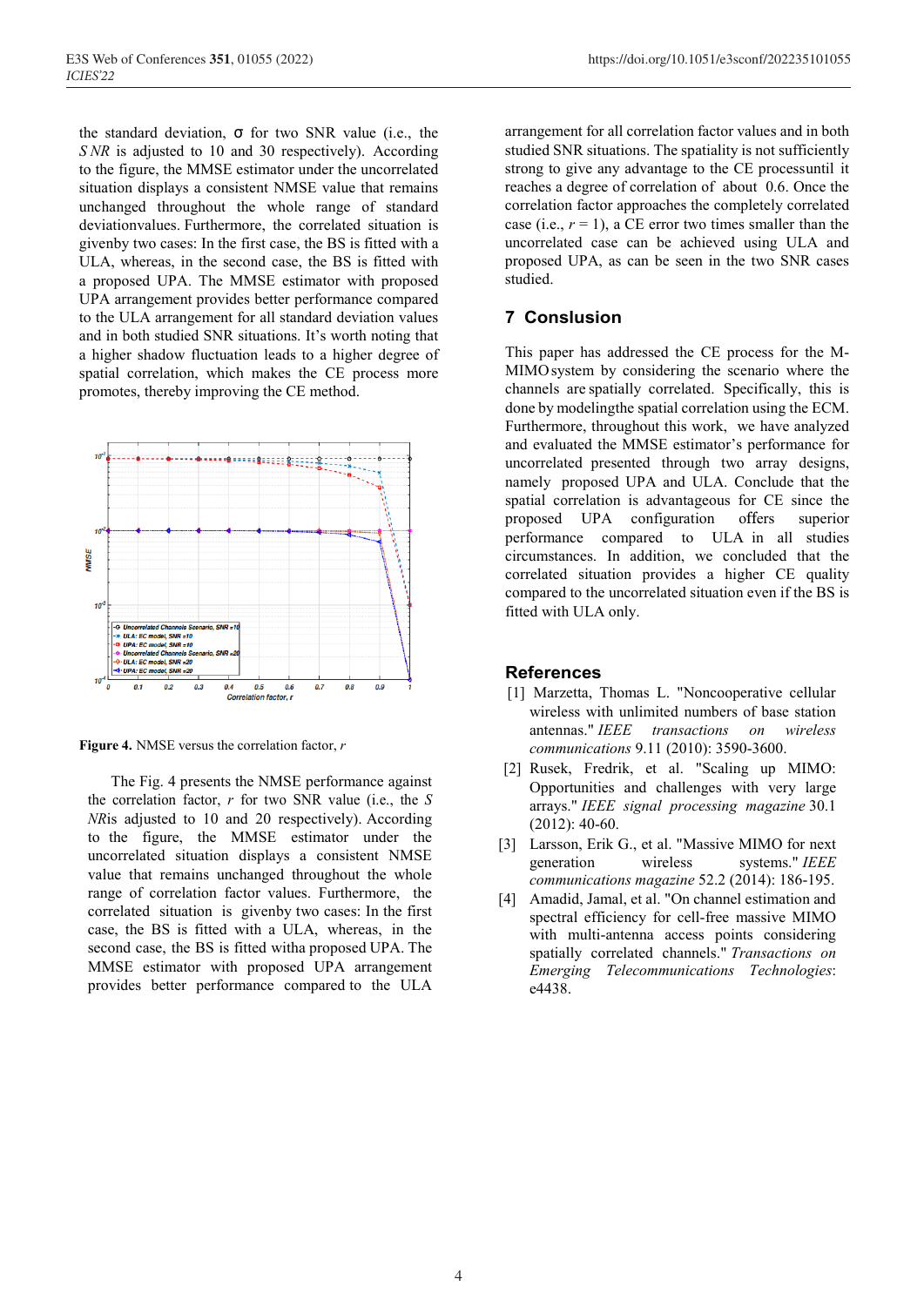the standard deviation, σ for two SNR value (i.e., the $SNR$ is adjusted to 10 and 30 respectively). According to the figure, the MMSE estimator under the uncorrelated situation displays a consistent NMSE value that remains unchanged throughout the whole range of standard deviationvalues. Furthermore, the correlated situation is givenby two cases: In the first case, the BS is fitted with a ULA, whereas, in the second case, the BS is fitted with a proposed UPA. The MMSE estimator with proposed UPA arrangement provides better performance compared to the ULA arrangement for all standard deviation values and in both studied SNR situations. It's worth noting that a higher shadow fluctuation leads to a higher degree of spatial correlation, which makes the CE process more promotes, thereby improving the CE method.

**Figure 4.** NMSE versus the correlation factor, $r$

The Fig. 4 presents the NMSE performance against the correlation factor, $r$ for two SNR value (i.e., the $SNR$is adjusted to 10 and 20 respectively). According to the figure, the MMSE estimator under the uncorrelated situation displays a consistent NMSE value that remains unchanged throughout the whole range of correlation factor values. Furthermore, the correlated situation is givenby two cases: In the first case, the BS is fitted with a ULA, whereas, in the second case, the BS is fitted witha proposed UPA. The MMSE estimator with proposed UPA arrangement provides better performance compared to the ULA arrangement for all correlation factor values and in both studied SNR situations. The spatiality is not sufficiently strong to give any advantage to the CE processuntil it reaches a degree of correlation of about 0.6. Once the correlation factor approaches the completely correlated case (i.e., $r = 1$), a CE error two times smaller than the uncorrelated case can be achieved using ULA and proposed UPA, as can be seen in the two SNR cases studied.

## 7 Conslusion

This paper has addressed the CE process for the M-MIMO system by considering the scenario where the channels are spatially correlated. Specifically, this is done by modelingthe spatial correlation using the ECM. Furthermore, throughout this work, we have analyzed and evaluated the MMSE estimator's performance for uncorrelated presented through two array designs, namely proposed UPA and ULA. Conclude that the spatial correlation is advantageous for CE since the proposed UPA configuration offers superior performance compared to ULA in all studies circumstances. In addition, we concluded that the correlated situation provides a higher CE quality compared to the uncorrelated situation even if the BS is fitted with ULA only.

## References

[1] Marzetta, Thomas L. "Noncooperative cellular wireless with unlimited numbers of base station antennas." *IEEE transactions on wireless communications* 9.11 (2010): 3590-3600.

[2] Rusek, Fredrik, et al. "Scaling up MIMO: Opportunities and challenges with very large arrays." *IEEE signal processing magazine* 30.1 (2012): 40-60.

[3] Larsson, Erik G., et al. "Massive MIMO for next generation wireless systems." *IEEE communications magazine* 52.2 (2014): 186-195.

[4] Amadid, Jamal, et al. "On channel estimation and spectral efficiency for cell-free massive MIMO with multi-antenna access points considering spatially correlated channels." *Transactions on Emerging Telecommunications Technologies*: e4438.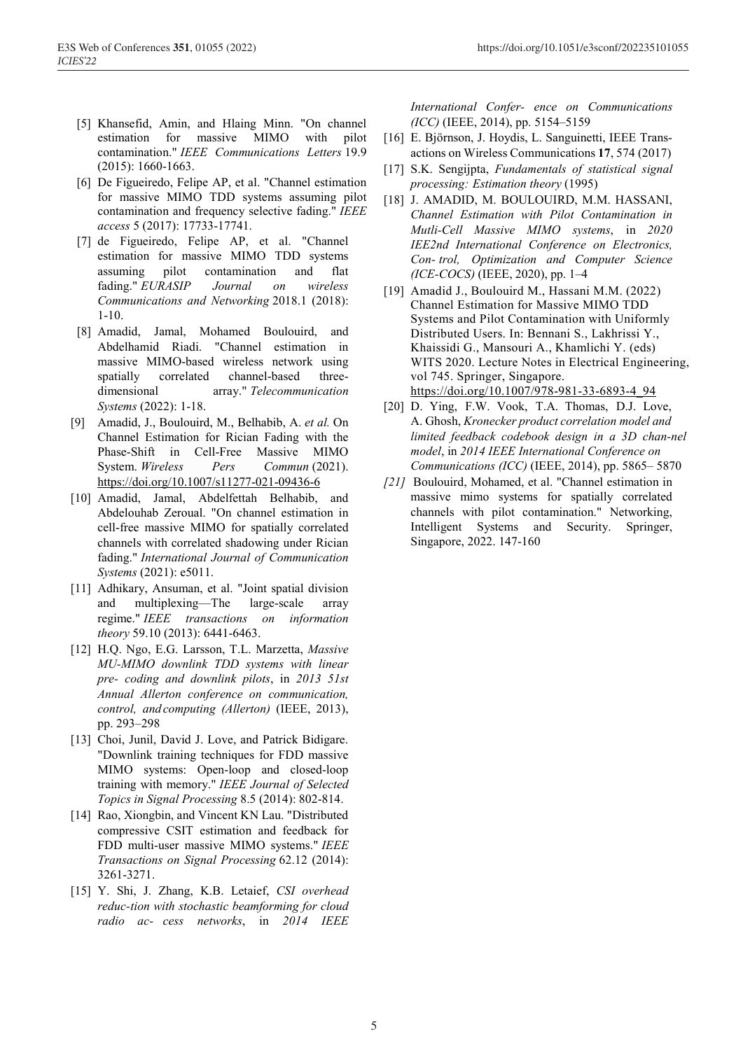[5] Khansefid, Amin, and Hlaing Minn. "On channel estimation for massive MIMO with pilot contamination." *IEEE Communications Letters* 19.9 (2015): 1660-1663.

[6] De Figueiredo, Felipe AP, et al. "Channel estimation for massive MIMO TDD systems assuming pilot contamination and frequency selective fading." *IEEE access* 5 (2017): 17733-17741.

[7] de Figueiredo, Felipe AP, et al. "Channel estimation for massive MIMO TDD systems assuming pilot contamination and flat fading." *EURASIP Journal on wireless Communications and Networking* 2018.1 (2018): 1-10.

[8] Amadid, Jamal, Mohamed Boulouird, and Abdelhamid Riadi. "Channel estimation in massive MIMO-based wireless network using spatially correlated channel-based three-dimensional array." *Telecommunication Systems* (2022): 1-18.

[9] Amadid, J., Boulouird, M., Belhabib, A. *et al.* On Channel Estimation for Rician Fading with the Phase-Shift in Cell-Free Massive MIMO System. *Wireless Pers Commun* (2021). https://doi.org/10.1007/s11277-021-09436-6

[10] Amadid, Jamal, Abdelfettah Belhabib, and Abdelouhab Zeroual. "On channel estimation in cell-free massive MIMO for spatially correlated channels with correlated shadowing under Rician fading." *International Journal of Communication Systems* (2021): e5011.

[11] Adhikary, Ansuman, et al. "Joint spatial division and multiplexing—The large-scale array regime." *IEEE transactions on information theory* 59.10 (2013): 6441-6463.

[12] H.Q. Ngo, E.G. Larsson, T.L. Marzetta, *Massive MU-MIMO downlink TDD systems with linear pre- coding and downlink pilots*, in *2013 51st Annual Allerton conference on communication, control, and computing (Allerton)* (IEEE, 2013), pp. 293–298

[13] Choi, Junil, David J. Love, and Patrick Bidigare. "Downlink training techniques for FDD massive MIMO systems: Open-loop and closed-loop training with memory." *IEEE Journal of Selected Topics in Signal Processing* 8.5 (2014): 802-814.

[14] Rao, Xiongbin, and Vincent KN Lau. "Distributed compressive CSIT estimation and feedback for FDD multi-user massive MIMO systems." *IEEE Transactions on Signal Processing* 62.12 (2014): 3261-3271.

[15] Y. Shi, J. Zhang, K.B. Letaief, *CSI overhead reduc-tion with stochastic beamforming for cloud radio ac- cess networks*, in *2014 IEEE International Confer- ence on Communications (ICC)* (IEEE, 2014), pp. 5154–5159

[16] E. Björnson, J. Hoydis, L. Sanguinetti, IEEE Transactions on Wireless Communications **17**, 574 (2017)

[17] S.K. Sengijpta, *Fundamentals of statistical signal processing: Estimation theory* (1995)

[18] J. AMADID, M. BOULOUIRD, M.M. HASSANI, *Channel Estimation with Pilot Contamination in Mutli-Cell Massive MIMO systems*, in *2020 IEE2nd International Conference on Electronics, Con- trol, Optimization and Computer Science (ICE-COCS)* (IEEE, 2020), pp. 1–4

[19] Amadid J., Boulouird M., Hassani M.M. (2022) Channel Estimation for Massive MIMO TDD Systems and Pilot Contamination with Uniformly Distributed Users. In: Bennani S., Lakhrissi Y., Khaissidi G., Mansouri A., Khamlichi Y. (eds) WITS 2020. Lecture Notes in Electrical Engineering, vol 745. Springer, Singapore. https://doi.org/10.1007/978-981-33-6893-4_94

[20] D. Ying, F.W. Vook, T.A. Thomas, D.J. Love, A. Ghosh, *Kronecker product correlation model and limited feedback codebook design in a 3D chan-nel model*, in *2014 IEEE International Conference on Communications (ICC)* (IEEE, 2014), pp. 5865– 5870

*[21]* Boulouird, Mohamed, et al. "Channel estimation in massive mimo systems for spatially correlated channels with pilot contamination." Networking, Intelligent Systems and Security. Springer, Singapore, 2022. 147-160